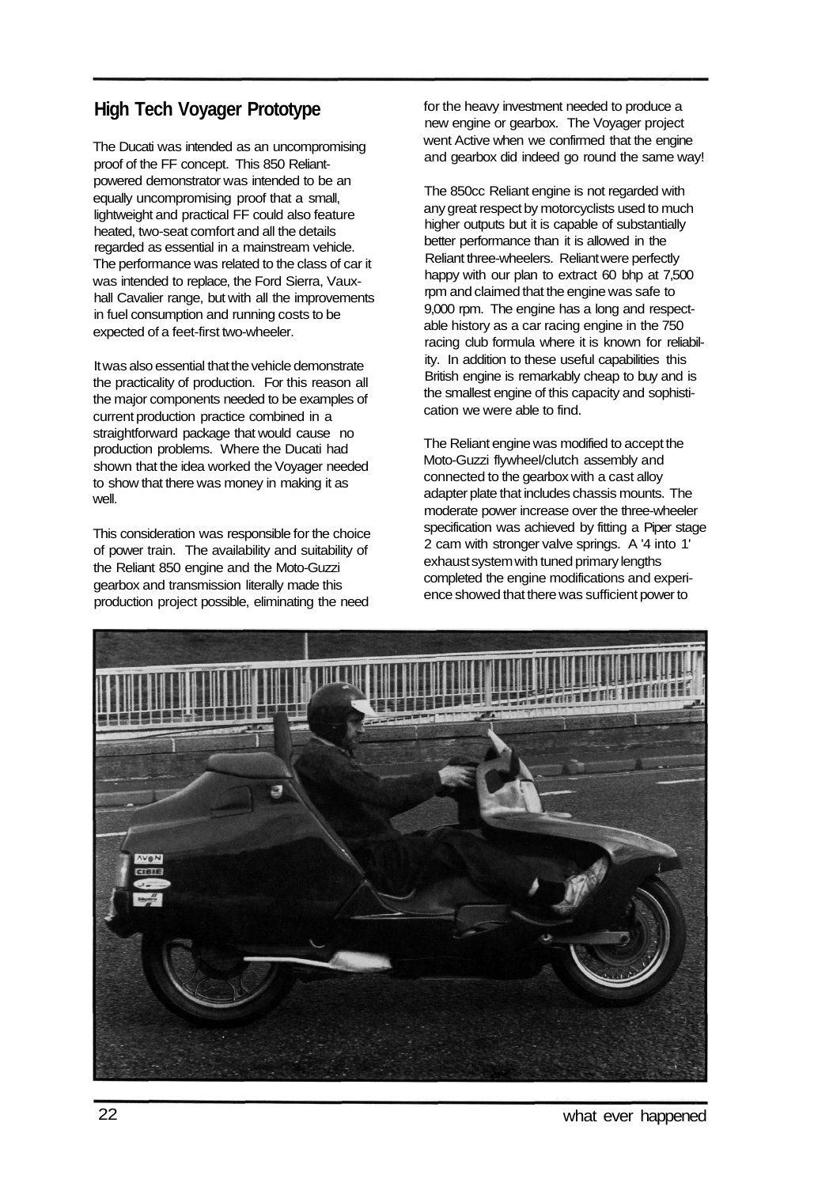## High Tech Voyager Prototype

The Ducati was intended as an uncompromising proof of the FF concept. This 850 Reliant-powered demonstrator was intended to be an equally uncompromising proof that a small, lightweight and practical FF could also feature heated, two-seat comfort and all the details regarded as essential in a mainstream vehicle. The performance was related to the class of car it was intended to replace, the Ford Sierra, Vauxhall Cavalier range, but with all the improvements in fuel consumption and running costs to be expected of a feet-first two-wheeler.

It was also essential that the vehicle demonstrate the practicality of production. For this reason all the major components needed to be examples of current production practice combined in a straightforward package that would cause no production problems. Where the Ducati had shown that the idea worked the Voyager needed to show that there was money in making it as well.

This consideration was responsible for the choice of power train. The availability and suitability of the Reliant 850 engine and the Moto-Guzzi gearbox and transmission literally made this production project possible, eliminating the need for the heavy investment needed to produce a new engine or gearbox. The Voyager project went Active when we confirmed that the engine and gearbox did indeed go round the same way!

The 850cc Reliant engine is not regarded with any great respect by motorcyclists used to much higher outputs but it is capable of substantially better performance than it is allowed in the Reliant three-wheelers. Reliant were perfectly happy with our plan to extract 60 bhp at 7,500 rpm and claimed that the engine was safe to 9,000 rpm. The engine has a long and respectable history as a car racing engine in the 750 racing club formula where it is known for reliability. In addition to these useful capabilities this British engine is remarkably cheap to buy and is the smallest engine of this capacity and sophistication we were able to find.

The Reliant engine was modified to accept the Moto-Guzzi flywheel/clutch assembly and connected to the gearbox with a cast alloy adapter plate that includes chassis mounts. The moderate power increase over the three-wheeler specification was achieved by fitting a Piper stage 2 cam with stronger valve springs. A '4 into 1' exhaust system with tuned primary lengths completed the engine modifications and experience showed that there was sufficient power to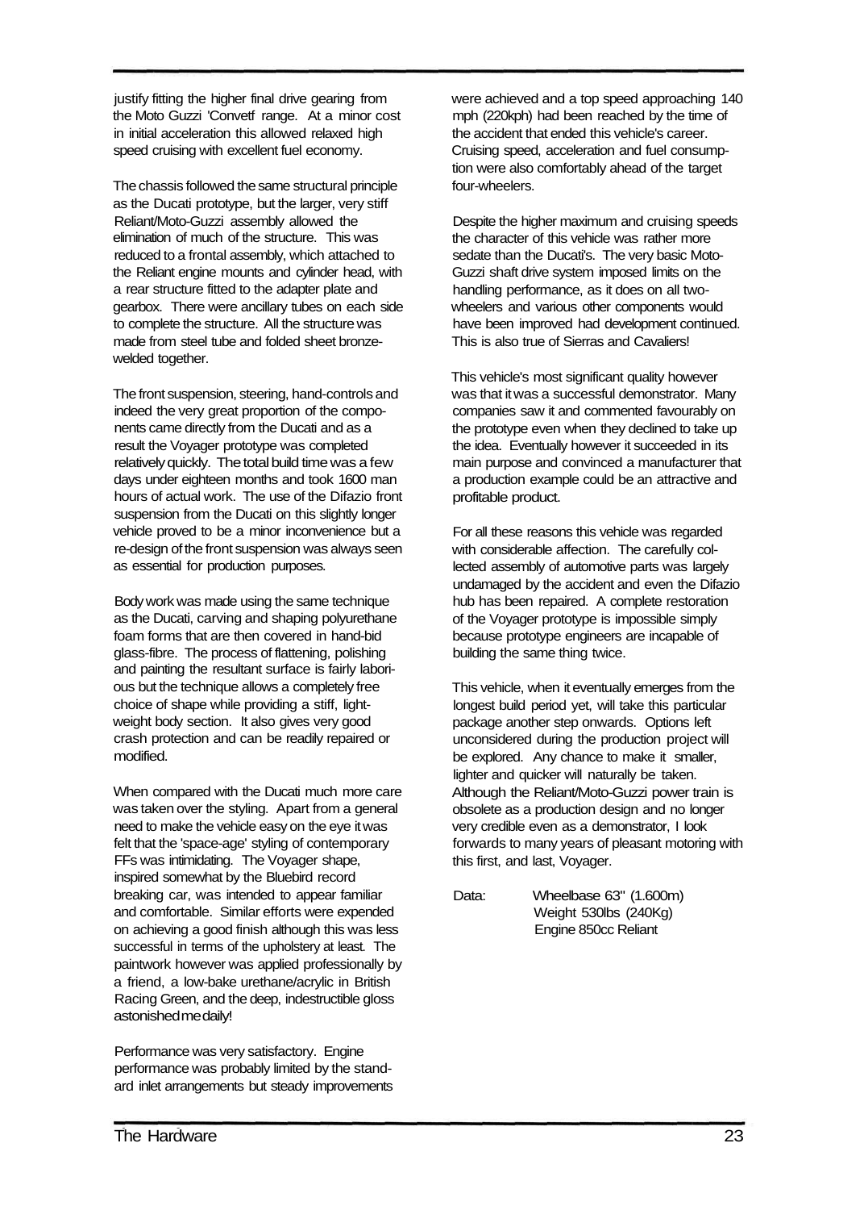justify fitting the higher final drive gearing from the Moto Guzzi 'Convetf range. At a minor cost in initial acceleration this allowed relaxed high speed cruising with excellent fuel economy.

The chassis followed the same structural principle as the Ducati prototype, but the larger, very stiff Reliant/Moto-Guzzi assembly allowed the elimination of much of the structure. This was reduced to a frontal assembly, which attached to the Reliant engine mounts and cylinder head, with a rear structure fitted to the adapter plate and gearbox. There were ancillary tubes on each side to complete the structure. All the structure was made from steel tube and folded sheet bronze-welded together.

The front suspension, steering, hand-controls and indeed the very great proportion of the components came directly from the Ducati and as a result the Voyager prototype was completed relatively quickly. The total build time was a few days under eighteen months and took 1600 man hours of actual work. The use of the Difazio front suspension from the Ducati on this slightly longer vehicle proved to be a minor inconvenience but a re-design of the front suspension was always seen as essential for production purposes.

Body work was made using the same technique as the Ducati, carving and shaping polyurethane foam forms that are then covered in hand-bid glass-fibre. The process of flattening, polishing and painting the resultant surface is fairly laborious but the technique allows a completely free choice of shape while providing a stiff, lightweight body section. It also gives very good crash protection and can be readily repaired or modified.

When compared with the Ducati much more care was taken over the styling. Apart from a general need to make the vehicle easy on the eye it was felt that the 'space-age' styling of contemporary FFs was intimidating. The Voyager shape, inspired somewhat by the Bluebird record breaking car, was intended to appear familiar and comfortable. Similar efforts were expended on achieving a good finish although this was less successful in terms of the upholstery at least. The paintwork however was applied professionally by a friend, a low-bake urethane/acrylic in British Racing Green, and the deep, indestructible gloss astonished me daily!

Performance was very satisfactory. Engine performance was probably limited by the standard inlet arrangements but steady improvements were achieved and a top speed approaching 140 mph (220kph) had been reached by the time of the accident that ended this vehicle's career. Cruising speed, acceleration and fuel consumption were also comfortably ahead of the target four-wheelers.

Despite the higher maximum and cruising speeds the character of this vehicle was rather more sedate than the Ducati's. The very basic Moto-Guzzi shaft drive system imposed limits on the handling performance, as it does on all two-wheelers and various other components would have been improved had development continued. This is also true of Sierras and Cavaliers!

This vehicle's most significant quality however was that it was a successful demonstrator. Many companies saw it and commented favourably on the prototype even when they declined to take up the idea. Eventually however it succeeded in its main purpose and convinced a manufacturer that a production example could be an attractive and profitable product.

For all these reasons this vehicle was regarded with considerable affection. The carefully collected assembly of automotive parts was largely undamaged by the accident and even the Difazio hub has been repaired. A complete restoration of the Voyager prototype is impossible simply because prototype engineers are incapable of building the same thing twice.

This vehicle, when it eventually emerges from the longest build period yet, will take this particular package another step onwards. Options left unconsidered during the production project will be explored. Any chance to make it smaller, lighter and quicker will naturally be taken. Although the Reliant/Moto-Guzzi power train is obsolete as a production design and no longer very credible even as a demonstrator, I look forwards to many years of pleasant motoring with this first, and last, Voyager.

Data: Wheelbase 63" (1.600m)
Weight 530lbs (240Kg)
Engine 850cc Reliant